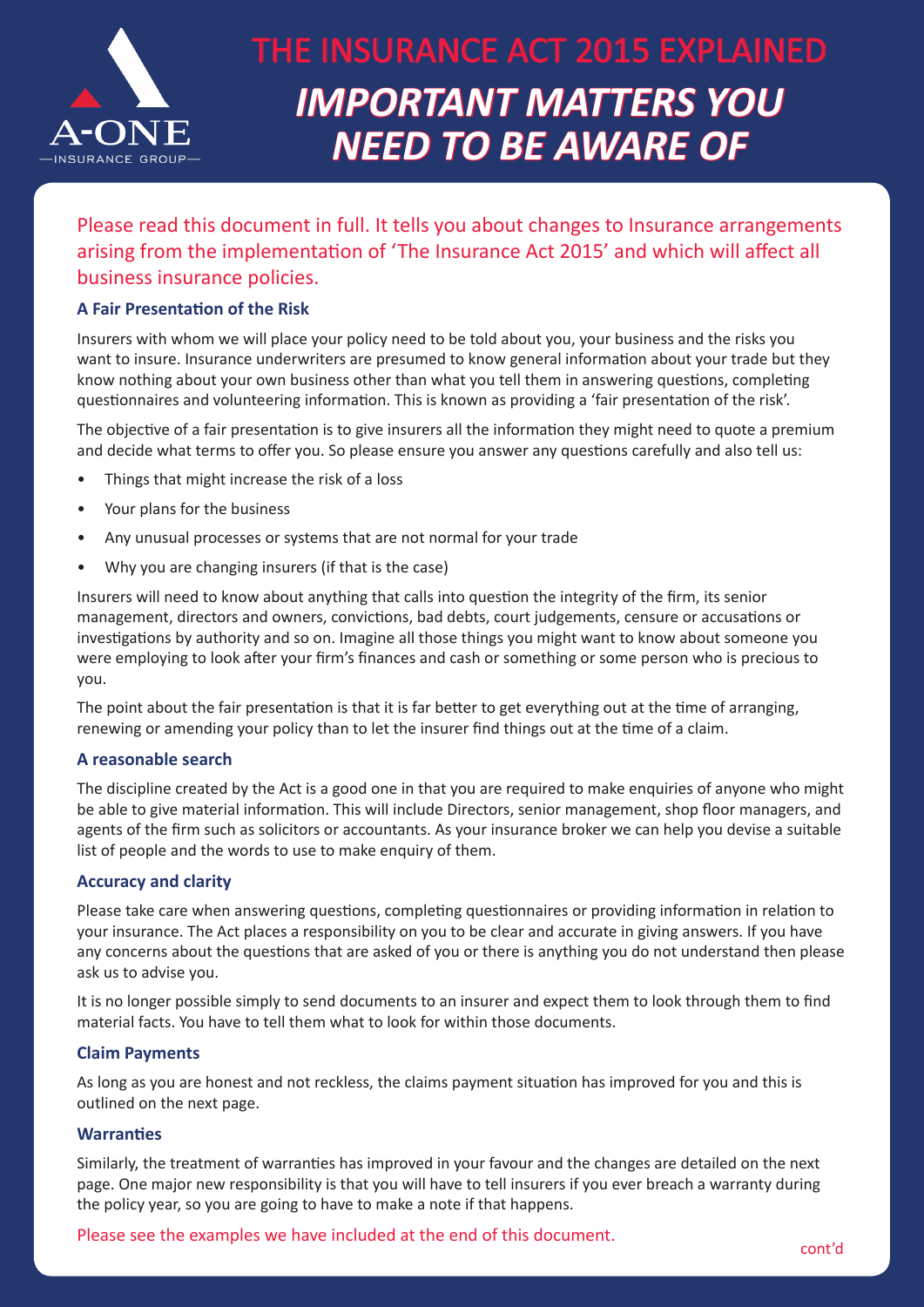A-ONE
—INSURANCE GROUP—

# THE INSURANCE ACT 2015 EXPLAINED

# *IMPORTANT MATTERS YOU NEED TO BE AWARE OF*

Please read this document in full. It tells you about changes to Insurance arrangements arising from the implementation of 'The Insurance Act 2015' and which will affect all business insurance policies.

### A Fair Presentation of the Risk

Insurers with whom we will place your policy need to be told about you, your business and the risks you want to insure. Insurance underwriters are presumed to know general information about your trade but they know nothing about your own business other than what you tell them in answering questions, completing questionnaires and volunteering information. This is known as providing a 'fair presentation of the risk'.

The objective of a fair presentation is to give insurers all the information they might need to quote a premium and decide what terms to offer you. So please ensure you answer any questions carefully and also tell us:

- Things that might increase the risk of a loss
- Your plans for the business
- Any unusual processes or systems that are not normal for your trade
- Why you are changing insurers (if that is the case)

Insurers will need to know about anything that calls into question the integrity of the firm, its senior management, directors and owners, convictions, bad debts, court judgements, censure or accusations or investigations by authority and so on. Imagine all those things you might want to know about someone you were employing to look after your firm's finances and cash or something or some person who is precious to you.

The point about the fair presentation is that it is far better to get everything out at the time of arranging, renewing or amending your policy than to let the insurer find things out at the time of a claim.

### A reasonable search

The discipline created by the Act is a good one in that you are required to make enquiries of anyone who might be able to give material information. This will include Directors, senior management, shop floor managers, and agents of the firm such as solicitors or accountants. As your insurance broker we can help you devise a suitable list of people and the words to use to make enquiry of them.

### Accuracy and clarity

Please take care when answering questions, completing questionnaires or providing information in relation to your insurance. The Act places a responsibility on you to be clear and accurate in giving answers. If you have any concerns about the questions that are asked of you or there is anything you do not understand then please ask us to advise you.

It is no longer possible simply to send documents to an insurer and expect them to look through them to find material facts. You have to tell them what to look for within those documents.

### Claim Payments

As long as you are honest and not reckless, the claims payment situation has improved for you and this is outlined on the next page.

### Warranties

Similarly, the treatment of warranties has improved in your favour and the changes are detailed on the next page. One major new responsibility is that you will have to tell insurers if you ever breach a warranty during the policy year, so you are going to have to make a note if that happens.

Please see the examples we have included at the end of this document.

cont'd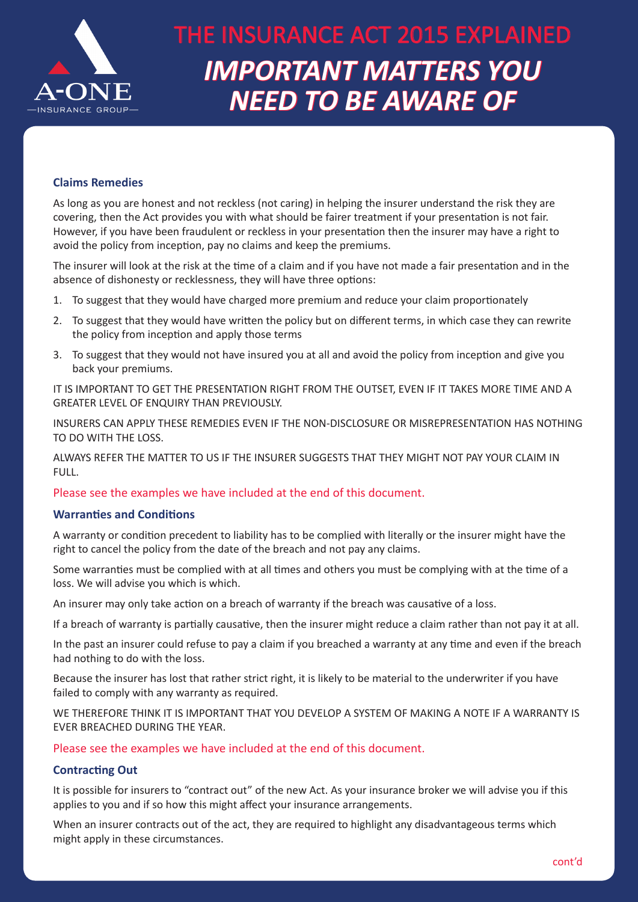# THE INSURANCE ACT 2015 EXPLAINED

## *IMPORTANT MATTERS YOU NEED TO BE AWARE OF*

### Claims Remedies

As long as you are honest and not reckless (not caring) in helping the insurer understand the risk they are covering, then the Act provides you with what should be fairer treatment if your presentation is not fair. However, if you have been fraudulent or reckless in your presentation then the insurer may have a right to avoid the policy from inception, pay no claims and keep the premiums.

The insurer will look at the risk at the time of a claim and if you have not made a fair presentation and in the absence of dishonesty or recklessness, they will have three options:

1. To suggest that they would have charged more premium and reduce your claim proportionately
2. To suggest that they would have written the policy but on different terms, in which case they can rewrite the policy from inception and apply those terms
3. To suggest that they would not have insured you at all and avoid the policy from inception and give you back your premiums.

IT IS IMPORTANT TO GET THE PRESENTATION RIGHT FROM THE OUTSET, EVEN IF IT TAKES MORE TIME AND A GREATER LEVEL OF ENQUIRY THAN PREVIOUSLY.

INSURERS CAN APPLY THESE REMEDIES EVEN IF THE NON-DISCLOSURE OR MISREPRESENTATION HAS NOTHING TO DO WITH THE LOSS.

ALWAYS REFER THE MATTER TO US IF THE INSURER SUGGESTS THAT THEY MIGHT NOT PAY YOUR CLAIM IN FULL.

Please see the examples we have included at the end of this document.

### Warranties and Conditions

A warranty or condition precedent to liability has to be complied with literally or the insurer might have the right to cancel the policy from the date of the breach and not pay any claims.

Some warranties must be complied with at all times and others you must be complying with at the time of a loss. We will advise you which is which.

An insurer may only take action on a breach of warranty if the breach was causative of a loss.

If a breach of warranty is partially causative, then the insurer might reduce a claim rather than not pay it at all.

In the past an insurer could refuse to pay a claim if you breached a warranty at any time and even if the breach had nothing to do with the loss.

Because the insurer has lost that rather strict right, it is likely to be material to the underwriter if you have failed to comply with any warranty as required.

WE THEREFORE THINK IT IS IMPORTANT THAT YOU DEVELOP A SYSTEM OF MAKING A NOTE IF A WARRANTY IS EVER BREACHED DURING THE YEAR.

Please see the examples we have included at the end of this document.

### Contracting Out

It is possible for insurers to "contract out" of the new Act. As your insurance broker we will advise you if this applies to you and if so how this might affect your insurance arrangements.

When an insurer contracts out of the act, they are required to highlight any disadvantageous terms which might apply in these circumstances.

cont'd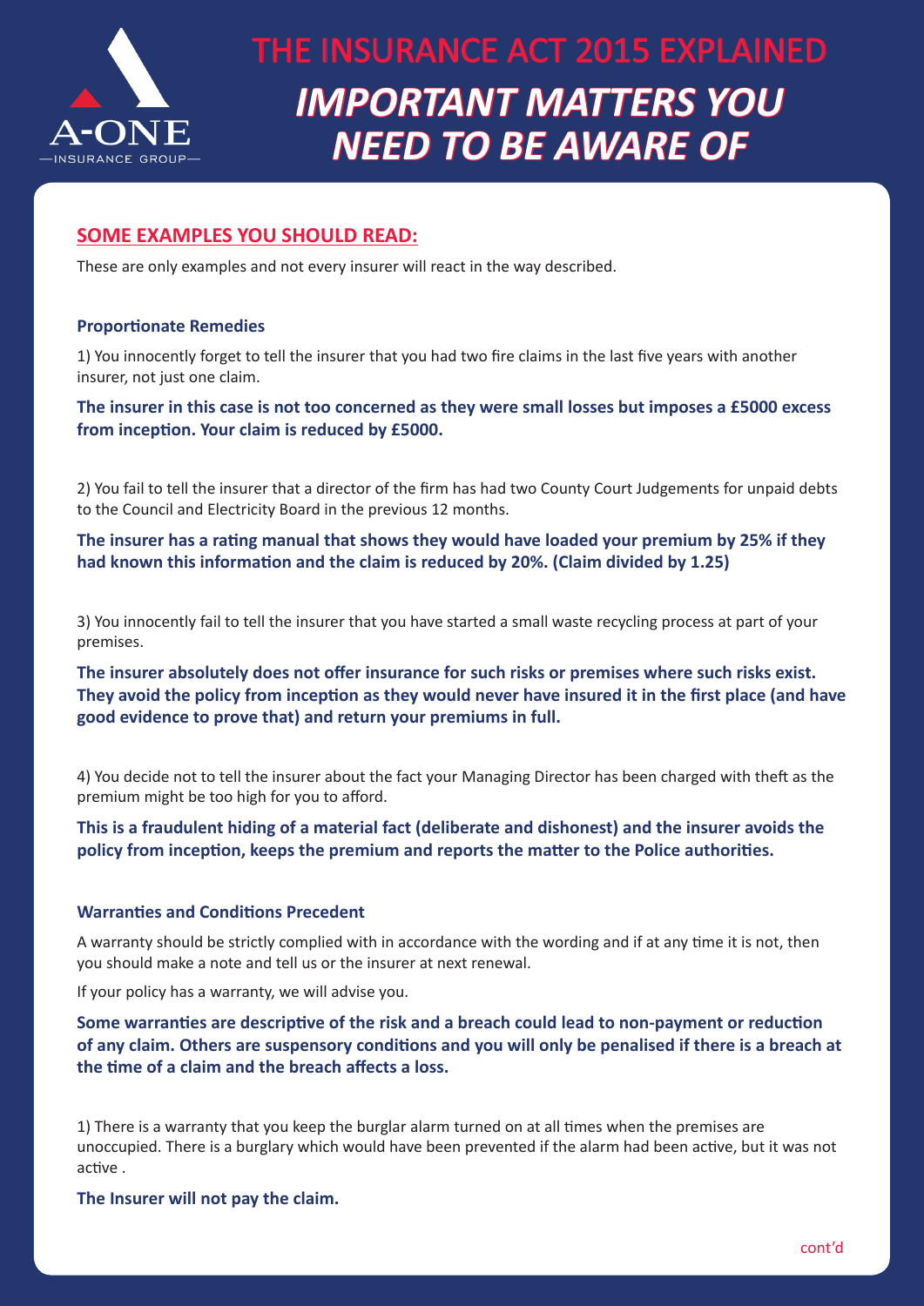A-ONE
—INSURANCE GROUP—

# THE INSURANCE ACT 2015 EXPLAINED

# *IMPORTANT MATTERS YOU NEED TO BE AWARE OF*

## SOME EXAMPLES YOU SHOULD READ:

These are only examples and not every insurer will react in the way described.

### Proportionate Remedies

1) You innocently forget to tell the insurer that you had two fire claims in the last five years with another insurer, not just one claim.

**The insurer in this case is not too concerned as they were small losses but imposes a £5000 excess from inception. Your claim is reduced by £5000.**

2) You fail to tell the insurer that a director of the firm has had two County Court Judgements for unpaid debts to the Council and Electricity Board in the previous 12 months.

**The insurer has a rating manual that shows they would have loaded your premium by 25% if they had known this information and the claim is reduced by 20%. (Claim divided by 1.25)**

3) You innocently fail to tell the insurer that you have started a small waste recycling process at part of your premises.

**The insurer absolutely does not offer insurance for such risks or premises where such risks exist. They avoid the policy from inception as they would never have insured it in the first place (and have good evidence to prove that) and return your premiums in full.**

4) You decide not to tell the insurer about the fact your Managing Director has been charged with theft as the premium might be too high for you to afford.

**This is a fraudulent hiding of a material fact (deliberate and dishonest) and the insurer avoids the policy from inception, keeps the premium and reports the matter to the Police authorities.**

### Warranties and Conditions Precedent

A warranty should be strictly complied with in accordance with the wording and if at any time it is not, then you should make a note and tell us or the insurer at next renewal.

If your policy has a warranty, we will advise you.

**Some warranties are descriptive of the risk and a breach could lead to non-payment or reduction of any claim. Others are suspensory conditions and you will only be penalised if there is a breach at the time of a claim and the breach affects a loss.**

1) There is a warranty that you keep the burglar alarm turned on at all times when the premises are unoccupied. There is a burglary which would have been prevented if the alarm had been active, but it was not active .

**The Insurer will not pay the claim.**

cont'd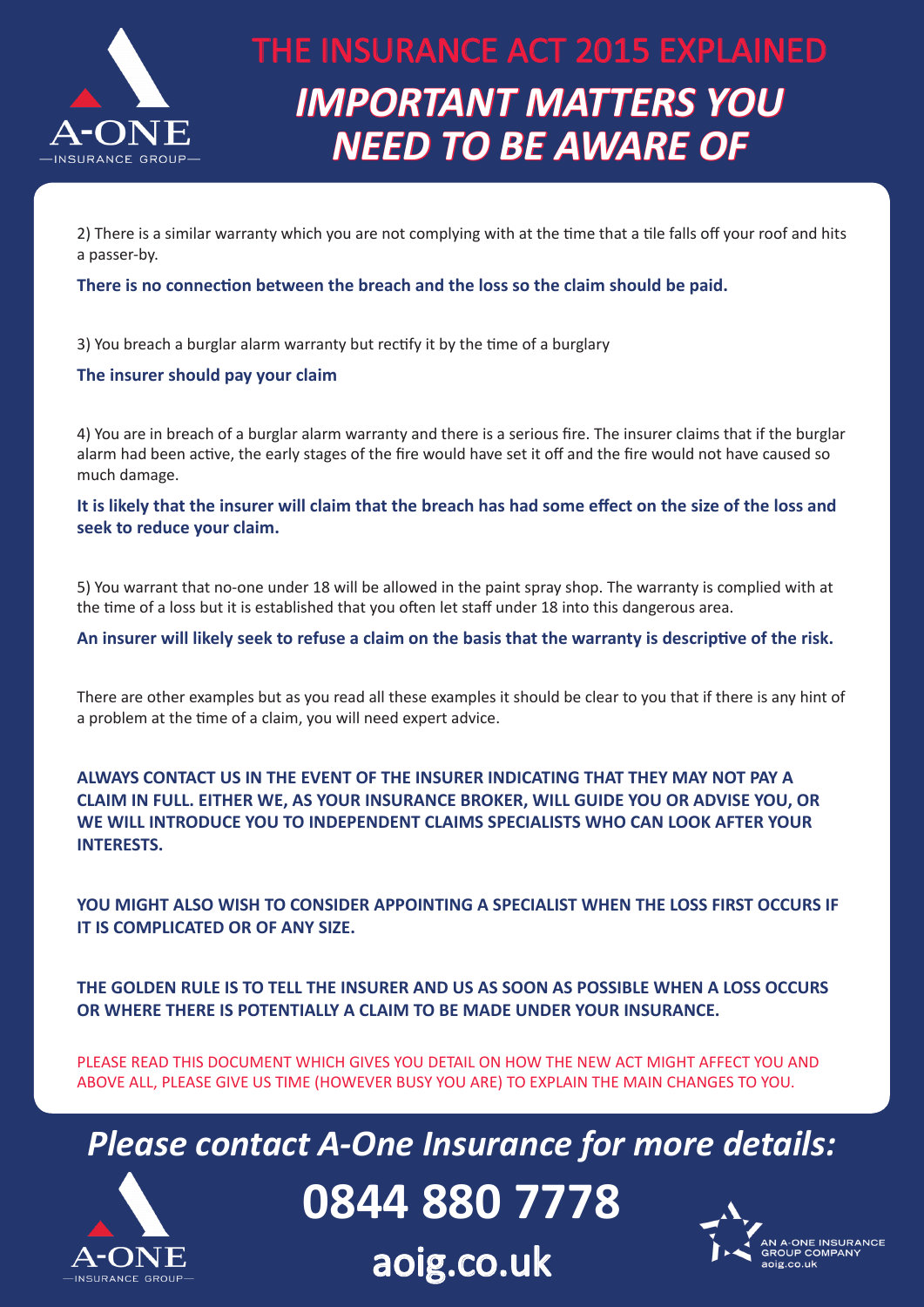# THE INSURANCE ACT 2015 EXPLAINED

## *IMPORTANT MATTERS YOU NEED TO BE AWARE OF*

2) There is a similar warranty which you are not complying with at the time that a tile falls off your roof and hits a passer-by.

**There is no connection between the breach and the loss so the claim should be paid.**

3) You breach a burglar alarm warranty but rectify it by the time of a burglary

**The insurer should pay your claim**

4) You are in breach of a burglar alarm warranty and there is a serious fire. The insurer claims that if the burglar alarm had been active, the early stages of the fire would have set it off and the fire would not have caused so much damage.

**It is likely that the insurer will claim that the breach has had some effect on the size of the loss and seek to reduce your claim.**

5) You warrant that no-one under 18 will be allowed in the paint spray shop. The warranty is complied with at the time of a loss but it is established that you often let staff under 18 into this dangerous area.

**An insurer will likely seek to refuse a claim on the basis that the warranty is descriptive of the risk.**

There are other examples but as you read all these examples it should be clear to you that if there is any hint of a problem at the time of a claim, you will need expert advice.

**ALWAYS CONTACT US IN THE EVENT OF THE INSURER INDICATING THAT THEY MAY NOT PAY A CLAIM IN FULL. EITHER WE, AS YOUR INSURANCE BROKER, WILL GUIDE YOU OR ADVISE YOU, OR WE WILL INTRODUCE YOU TO INDEPENDENT CLAIMS SPECIALISTS WHO CAN LOOK AFTER YOUR INTERESTS.**

**YOU MIGHT ALSO WISH TO CONSIDER APPOINTING A SPECIALIST WHEN THE LOSS FIRST OCCURS IF IT IS COMPLICATED OR OF ANY SIZE.**

**THE GOLDEN RULE IS TO TELL THE INSURER AND US AS SOON AS POSSIBLE WHEN A LOSS OCCURS OR WHERE THERE IS POTENTIALLY A CLAIM TO BE MADE UNDER YOUR INSURANCE.**

PLEASE READ THIS DOCUMENT WHICH GIVES YOU DETAIL ON HOW THE NEW ACT MIGHT AFFECT YOU AND ABOVE ALL, PLEASE GIVE US TIME (HOWEVER BUSY YOU ARE) TO EXPLAIN THE MAIN CHANGES TO YOU.

*Please contact A-One Insurance for more details:*

**0844 880 7778**

**aoig.co.uk**

AN A-ONE INSURANCE GROUP COMPANY
aoig.co.uk